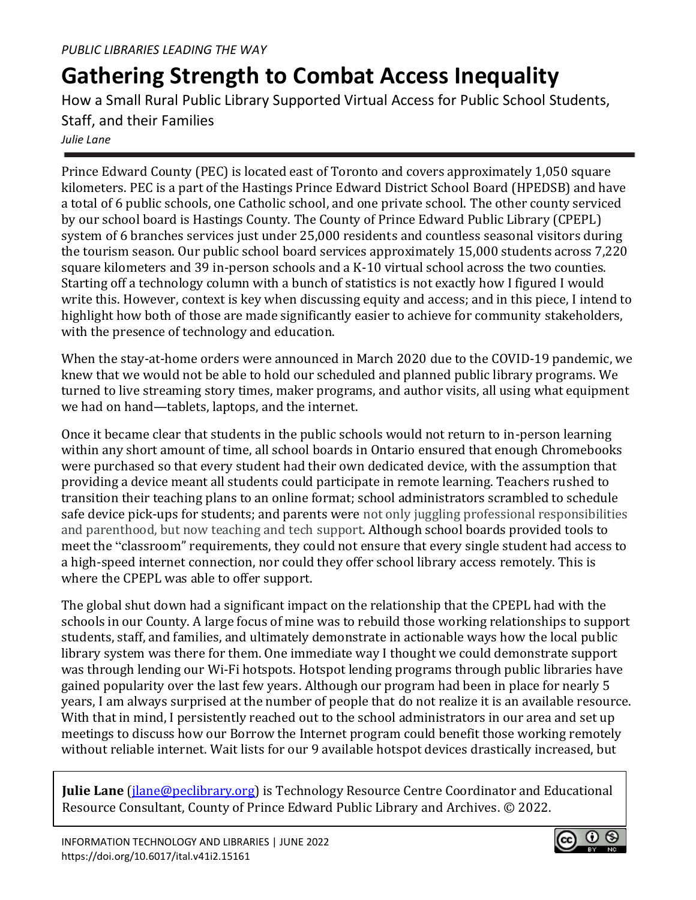*PUBLIC LIBRARIES LEADING THE WAY*

# Gathering Strength to Combat Access Inequality

How a Small Rural Public Library Supported Virtual Access for Public School Students, Staff, and their Families

*Julie Lane*

Prince Edward County (PEC) is located east of Toronto and covers approximately 1,050 square kilometers. PEC is a part of the Hastings Prince Edward District School Board (HPEDSB) and have a total of 6 public schools, one Catholic school, and one private school. The other county serviced by our school board is Hastings County. The County of Prince Edward Public Library (CPEPL) system of 6 branches services just under 25,000 residents and countless seasonal visitors during the tourism season. Our public school board services approximately 15,000 students across 7,220 square kilometers and 39 in-person schools and a K-10 virtual school across the two counties. Starting off a technology column with a bunch of statistics is not exactly how I figured I would write this. However, context is key when discussing equity and access; and in this piece, I intend to highlight how both of those are made significantly easier to achieve for community stakeholders, with the presence of technology and education.

When the stay-at-home orders were announced in March 2020 due to the COVID-19 pandemic, we knew that we would not be able to hold our scheduled and planned public library programs. We turned to live streaming story times, maker programs, and author visits, all using what equipment we had on hand—tablets, laptops, and the internet.

Once it became clear that students in the public schools would not return to in-person learning within any short amount of time, all school boards in Ontario ensured that enough Chromebooks were purchased so that every student had their own dedicated device, with the assumption that providing a device meant all students could participate in remote learning. Teachers rushed to transition their teaching plans to an online format; school administrators scrambled to schedule safe device pick-ups for students; and parents were not only juggling professional responsibilities and parenthood, but now teaching and tech support. Although school boards provided tools to meet the "classroom" requirements, they could not ensure that every single student had access to a high-speed internet connection, nor could they offer school library access remotely. This is where the CPEPL was able to offer support.

The global shut down had a significant impact on the relationship that the CPEPL had with the schools in our County. A large focus of mine was to rebuild those working relationships to support students, staff, and families, and ultimately demonstrate in actionable ways how the local public library system was there for them. One immediate way I thought we could demonstrate support was through lending our Wi-Fi hotspots. Hotspot lending programs through public libraries have gained popularity over the last few years. Although our program had been in place for nearly 5 years, I am always surprised at the number of people that do not realize it is an available resource. With that in mind, I persistently reached out to the school administrators in our area and set up meetings to discuss how our Borrow the Internet program could benefit those working remotely without reliable internet. Wait lists for our 9 available hotspot devices drastically increased, but

**Julie Lane** (jlane@peclibrary.org) is Technology Resource Centre Coordinator and Educational Resource Consultant, County of Prince Edward Public Library and Archives. © 2022.

INFORMATION TECHNOLOGY AND LIBRARIES | JUNE 2022
https://doi.org/10.6017/ital.v41i2.15161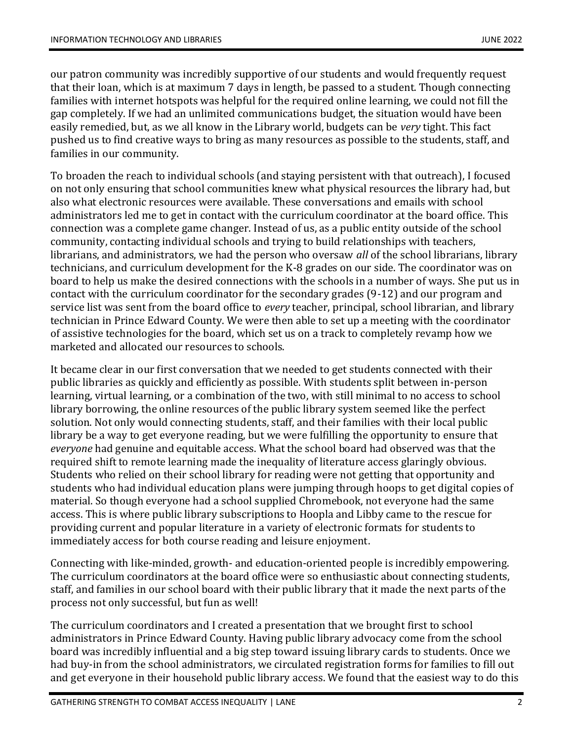our patron community was incredibly supportive of our students and would frequently request that their loan, which is at maximum 7 days in length, be passed to a student. Though connecting families with internet hotspots was helpful for the required online learning, we could not fill the gap completely. If we had an unlimited communications budget, the situation would have been easily remedied, but, as we all know in the Library world, budgets can be *very* tight. This fact pushed us to find creative ways to bring as many resources as possible to the students, staff, and families in our community.

To broaden the reach to individual schools (and staying persistent with that outreach), I focused on not only ensuring that school communities knew what physical resources the library had, but also what electronic resources were available. These conversations and emails with school administrators led me to get in contact with the curriculum coordinator at the board office. This connection was a complete game changer. Instead of us, as a public entity outside of the school community, contacting individual schools and trying to build relationships with teachers, librarians, and administrators, we had the person who oversaw *all* of the school librarians, library technicians, and curriculum development for the K-8 grades on our side. The coordinator was on board to help us make the desired connections with the schools in a number of ways. She put us in contact with the curriculum coordinator for the secondary grades (9-12) and our program and service list was sent from the board office to *every* teacher, principal, school librarian, and library technician in Prince Edward County. We were then able to set up a meeting with the coordinator of assistive technologies for the board, which set us on a track to completely revamp how we marketed and allocated our resources to schools.

It became clear in our first conversation that we needed to get students connected with their public libraries as quickly and efficiently as possible. With students split between in-person learning, virtual learning, or a combination of the two, with still minimal to no access to school library borrowing, the online resources of the public library system seemed like the perfect solution. Not only would connecting students, staff, and their families with their local public library be a way to get everyone reading, but we were fulfilling the opportunity to ensure that *everyone* had genuine and equitable access. What the school board had observed was that the required shift to remote learning made the inequality of literature access glaringly obvious. Students who relied on their school library for reading were not getting that opportunity and students who had individual education plans were jumping through hoops to get digital copies of material. So though everyone had a school supplied Chromebook, not everyone had the same access. This is where public library subscriptions to Hoopla and Libby came to the rescue for providing current and popular literature in a variety of electronic formats for students to immediately access for both course reading and leisure enjoyment.

Connecting with like-minded, growth- and education-oriented people is incredibly empowering. The curriculum coordinators at the board office were so enthusiastic about connecting students, staff, and families in our school board with their public library that it made the next parts of the process not only successful, but fun as well!

The curriculum coordinators and I created a presentation that we brought first to school administrators in Prince Edward County. Having public library advocacy come from the school board was incredibly influential and a big step toward issuing library cards to students. Once we had buy-in from the school administrators, we circulated registration forms for families to fill out and get everyone in their household public library access. We found that the easiest way to do this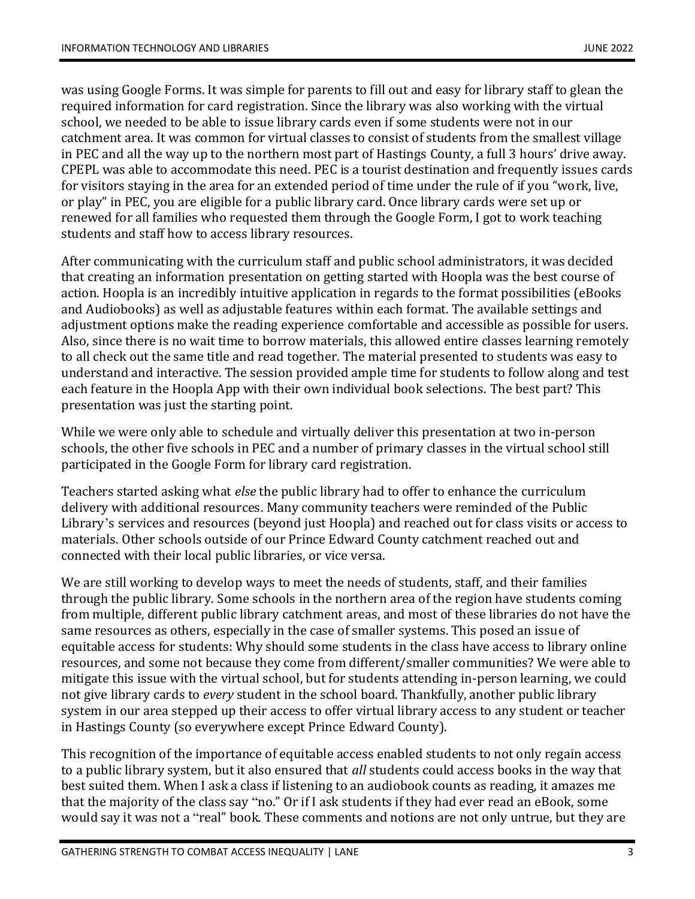was using Google Forms. It was simple for parents to fill out and easy for library staff to glean the required information for card registration. Since the library was also working with the virtual school, we needed to be able to issue library cards even if some students were not in our catchment area. It was common for virtual classes to consist of students from the smallest village in PEC and all the way up to the northern most part of Hastings County, a full 3 hours' drive away. CPEPL was able to accommodate this need. PEC is a tourist destination and frequently issues cards for visitors staying in the area for an extended period of time under the rule of if you "work, live, or play" in PEC, you are eligible for a public library card. Once library cards were set up or renewed for all families who requested them through the Google Form, I got to work teaching students and staff how to access library resources.

After communicating with the curriculum staff and public school administrators, it was decided that creating an information presentation on getting started with Hoopla was the best course of action. Hoopla is an incredibly intuitive application in regards to the format possibilities (eBooks and Audiobooks) as well as adjustable features within each format. The available settings and adjustment options make the reading experience comfortable and accessible as possible for users. Also, since there is no wait time to borrow materials, this allowed entire classes learning remotely to all check out the same title and read together. The material presented to students was easy to understand and interactive. The session provided ample time for students to follow along and test each feature in the Hoopla App with their own individual book selections. The best part? This presentation was just the starting point.

While we were only able to schedule and virtually deliver this presentation at two in-person schools, the other five schools in PEC and a number of primary classes in the virtual school still participated in the Google Form for library card registration.

Teachers started asking what *else* the public library had to offer to enhance the curriculum delivery with additional resources. Many community teachers were reminded of the Public Library's services and resources (beyond just Hoopla) and reached out for class visits or access to materials. Other schools outside of our Prince Edward County catchment reached out and connected with their local public libraries, or vice versa.

We are still working to develop ways to meet the needs of students, staff, and their families through the public library. Some schools in the northern area of the region have students coming from multiple, different public library catchment areas, and most of these libraries do not have the same resources as others, especially in the case of smaller systems. This posed an issue of equitable access for students: Why should some students in the class have access to library online resources, and some not because they come from different/smaller communities? We were able to mitigate this issue with the virtual school, but for students attending in-person learning, we could not give library cards to *every* student in the school board. Thankfully, another public library system in our area stepped up their access to offer virtual library access to any student or teacher in Hastings County (so everywhere except Prince Edward County).

This recognition of the importance of equitable access enabled students to not only regain access to a public library system, but it also ensured that *all* students could access books in the way that best suited them. When I ask a class if listening to an audiobook counts as reading, it amazes me that the majority of the class say "no." Or if I ask students if they had ever read an eBook, some would say it was not a "real" book. These comments and notions are not only untrue, but they are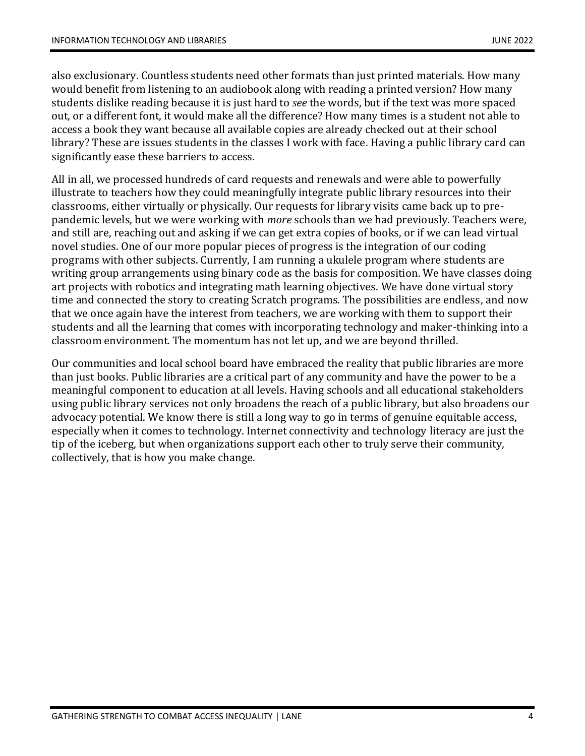also exclusionary. Countless students need other formats than just printed materials. How many would benefit from listening to an audiobook along with reading a printed version? How many students dislike reading because it is just hard to *see* the words, but if the text was more spaced out, or a different font, it would make all the difference? How many times is a student not able to access a book they want because all available copies are already checked out at their school library? These are issues students in the classes I work with face. Having a public library card can significantly ease these barriers to access.

All in all, we processed hundreds of card requests and renewals and were able to powerfully illustrate to teachers how they could meaningfully integrate public library resources into their classrooms, either virtually or physically. Our requests for library visits came back up to pre-pandemic levels, but we were working with *more* schools than we had previously. Teachers were, and still are, reaching out and asking if we can get extra copies of books, or if we can lead virtual novel studies. One of our more popular pieces of progress is the integration of our coding programs with other subjects. Currently, I am running a ukulele program where students are writing group arrangements using binary code as the basis for composition. We have classes doing art projects with robotics and integrating math learning objectives. We have done virtual story time and connected the story to creating Scratch programs. The possibilities are endless, and now that we once again have the interest from teachers, we are working with them to support their students and all the learning that comes with incorporating technology and maker-thinking into a classroom environment. The momentum has not let up, and we are beyond thrilled.

Our communities and local school board have embraced the reality that public libraries are more than just books. Public libraries are a critical part of any community and have the power to be a meaningful component to education at all levels. Having schools and all educational stakeholders using public library services not only broadens the reach of a public library, but also broadens our advocacy potential. We know there is still a long way to go in terms of genuine equitable access, especially when it comes to technology. Internet connectivity and technology literacy are just the tip of the iceberg, but when organizations support each other to truly serve their community, collectively, that is how you make change.